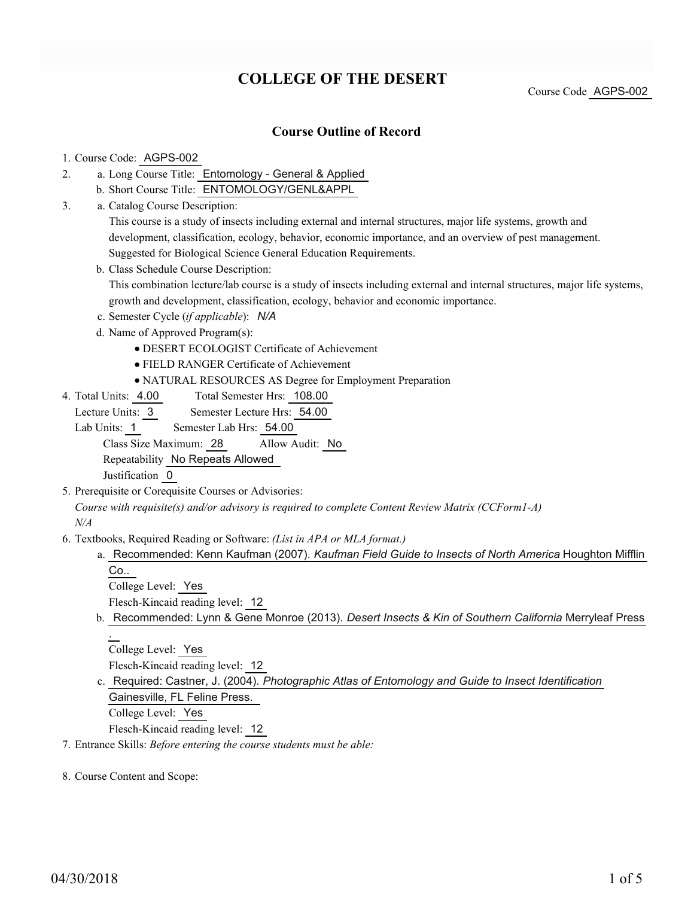# COLLEGE OF THE DESERT

Course Code AGPS-002

## Course Outline of Record

1. Course Code: AGPS-002
2. a. Long Course Title: Entomology - General & Applied
   b. Short Course Title: ENTOMOLOGY/GENL&APPL
3. a. Catalog Course Description:
   This course is a study of insects including external and internal structures, major life systems, growth and development, classification, ecology, behavior, economic importance, and an overview of pest management. Suggested for Biological Science General Education Requirements.
   b. Class Schedule Course Description:
   This combination lecture/lab course is a study of insects including external and internal structures, major life systems, growth and development, classification, ecology, behavior and economic importance.
   c. Semester Cycle (*if applicable*): *N/A*
   d. Name of Approved Program(s):
      - DESERT ECOLOGIST Certificate of Achievement
      - FIELD RANGER Certificate of Achievement
      - NATURAL RESOURCES AS Degree for Employment Preparation
4. Total Units: 4.00    Total Semester Hrs: 108.00
   Lecture Units: 3    Semester Lecture Hrs: 54.00
   Lab Units: 1    Semester Lab Hrs: 54.00
   Class Size Maximum: 28    Allow Audit: No
   Repeatability No Repeats Allowed
   Justification 0
5. Prerequisite or Corequisite Courses or Advisories:
   *Course with requisite(s) and/or advisory is required to complete Content Review Matrix (CCForm1-A)*
   *N/A*
6. Textbooks, Required Reading or Software: *(List in APA or MLA format.)*
   a. Recommended: Kenn Kaufman (2007). *Kaufman Field Guide to Insects of North America* Houghton Mifflin Co..
      College Level: Yes
      Flesch-Kincaid reading level: 12
   b. Recommended: Lynn & Gene Monroe (2013). *Desert Insects & Kin of Southern California* Merryleaf Press .
      College Level: Yes
      Flesch-Kincaid reading level: 12
   c. Required: Castner, J. (2004). *Photographic Atlas of Entomology and Guide to Insect Identification* Gainesville, FL Feline Press.
      College Level: Yes
      Flesch-Kincaid reading level: 12
7. Entrance Skills: *Before entering the course students must be able:*

8. Course Content and Scope:

04/30/2018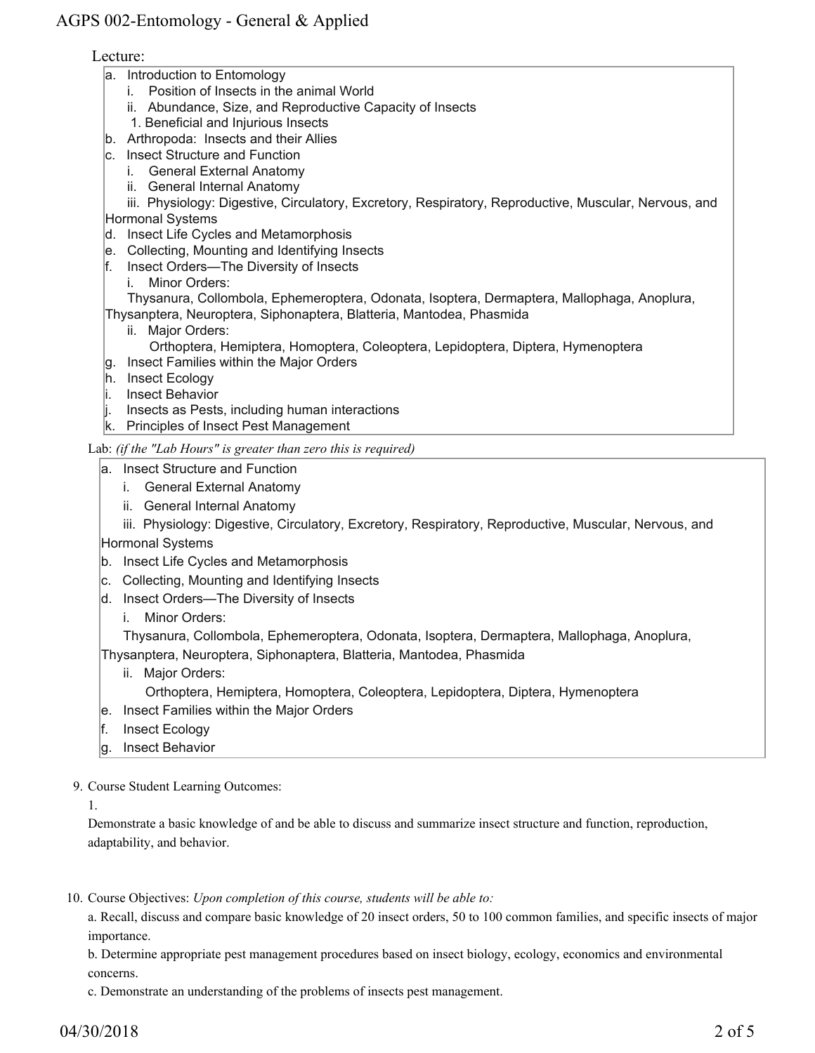Lecture:

a. Introduction to Entomology
   i. Position of Insects in the animal World
   ii. Abundance, Size, and Reproductive Capacity of Insects
      1. Beneficial and Injurious Insects
b. Arthropoda: Insects and their Allies
c. Insect Structure and Function
   i. General External Anatomy
   ii. General Internal Anatomy
   iii. Physiology: Digestive, Circulatory, Excretory, Respiratory, Reproductive, Muscular, Nervous, and Hormonal Systems
d. Insect Life Cycles and Metamorphosis
e. Collecting, Mounting and Identifying Insects
f. Insect Orders—The Diversity of Insects
   i. Minor Orders:
      Thysanura, Collombola, Ephemeroptera, Odonata, Isoptera, Dermaptera, Mallophaga, Anoplura, Thysanptera, Neuroptera, Siphonaptera, Blatteria, Mantodea, Phasmida
   ii. Major Orders:
      Orthoptera, Hemiptera, Homoptera, Coleoptera, Lepidoptera, Diptera, Hymenoptera
g. Insect Families within the Major Orders
h. Insect Ecology
i. Insect Behavior
j. Insects as Pests, including human interactions
k. Principles of Insect Pest Management

Lab: *(if the "Lab Hours" is greater than zero this is required)*

a. Insect Structure and Function
   i. General External Anatomy
   ii. General Internal Anatomy
   iii. Physiology: Digestive, Circulatory, Excretory, Respiratory, Reproductive, Muscular, Nervous, and Hormonal Systems
b. Insect Life Cycles and Metamorphosis
c. Collecting, Mounting and Identifying Insects
d. Insect Orders—The Diversity of Insects
   i. Minor Orders:
      Thysanura, Collombola, Ephemeroptera, Odonata, Isoptera, Dermaptera, Mallophaga, Anoplura, Thysanptera, Neuroptera, Siphonaptera, Blatteria, Mantodea, Phasmida
   ii. Major Orders:
      Orthoptera, Hemiptera, Homoptera, Coleoptera, Lepidoptera, Diptera, Hymenoptera
e. Insect Families within the Major Orders
f. Insect Ecology
g. Insect Behavior

9. Course Student Learning Outcomes:

   1.

   Demonstrate a basic knowledge of and be able to discuss and summarize insect structure and function, reproduction, adaptability, and behavior.

10. Course Objectives: *Upon completion of this course, students will be able to:*

   a. Recall, discuss and compare basic knowledge of 20 insect orders, 50 to 100 common families, and specific insects of major importance.

   b. Determine appropriate pest management procedures based on insect biology, ecology, economics and environmental concerns.

   c. Demonstrate an understanding of the problems of insects pest management.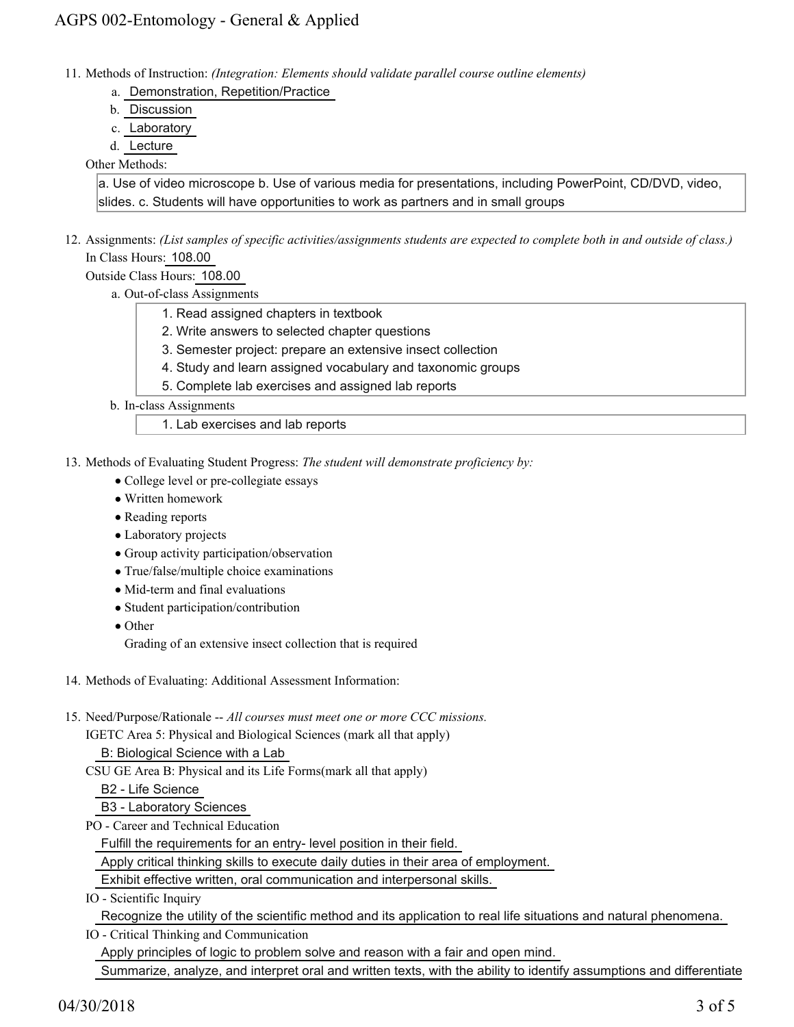11. Methods of Instruction: *(Integration: Elements should validate parallel course outline elements)*
    a. Demonstration, Repetition/Practice
    b. Discussion
    c. Laboratory
    d. Lecture

    Other Methods:

    a. Use of video microscope b. Use of various media for presentations, including PowerPoint, CD/DVD, video, slides. c. Students will have opportunities to work as partners and in small groups

12. Assignments: *(List samples of specific activities/assignments students are expected to complete both in and outside of class.)*

    In Class Hours: 108.00

    Outside Class Hours: 108.00

    a. Out-of-class Assignments
       1. Read assigned chapters in textbook
       2. Write answers to selected chapter questions
       3. Semester project: prepare an extensive insect collection
       4. Study and learn assigned vocabulary and taxonomic groups
       5. Complete lab exercises and assigned lab reports

    b. In-class Assignments
       1. Lab exercises and lab reports

13. Methods of Evaluating Student Progress: *The student will demonstrate proficiency by:*
    - College level or pre-collegiate essays
    - Written homework
    - Reading reports
    - Laboratory projects
    - Group activity participation/observation
    - True/false/multiple choice examinations
    - Mid-term and final evaluations
    - Student participation/contribution
    - Other

      Grading of an extensive insect collection that is required

14. Methods of Evaluating: Additional Assessment Information:

15. Need/Purpose/Rationale -- *All courses must meet one or more CCC missions.*

    IGETC Area 5: Physical and Biological Sciences (mark all that apply)

    B: Biological Science with a Lab

    CSU GE Area B: Physical and its Life Forms(mark all that apply)

    B2 - Life Science

    B3 - Laboratory Sciences

    PO - Career and Technical Education

    Fulfill the requirements for an entry- level position in their field.

    Apply critical thinking skills to execute daily duties in their area of employment.

    Exhibit effective written, oral communication and interpersonal skills.

    IO - Scientific Inquiry

    Recognize the utility of the scientific method and its application to real life situations and natural phenomena.

    IO - Critical Thinking and Communication

    Apply principles of logic to problem solve and reason with a fair and open mind.

    Summarize, analyze, and interpret oral and written texts, with the ability to identify assumptions and differentiate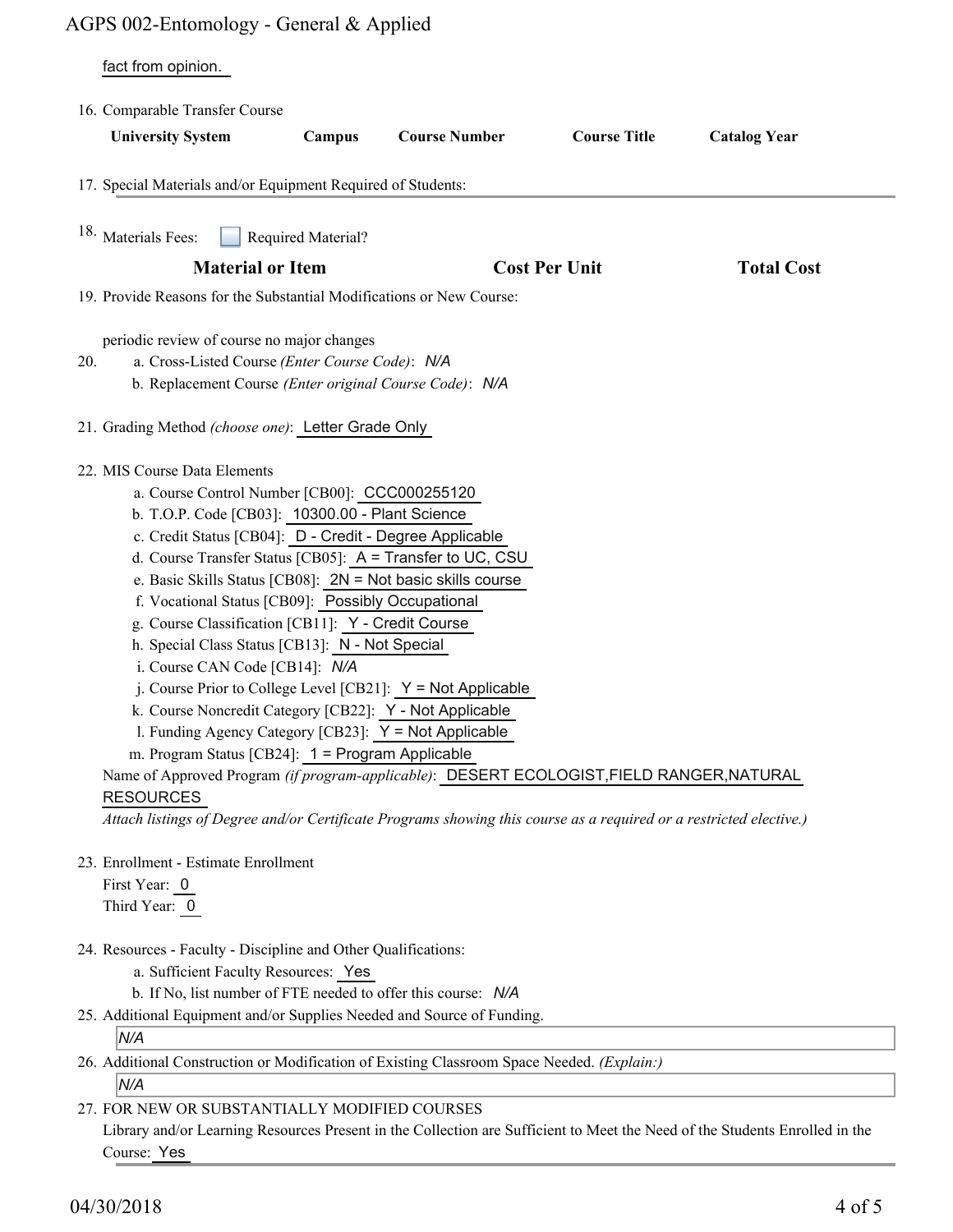fact from opinion.

16. Comparable Transfer Course

| University System | Campus | Course Number | Course Title | Catalog Year |
|---|---|---|---|---|

17. Special Materials and/or Equipment Required of Students:

18. Materials Fees: ☐ Required Material?

| Material or Item | Cost Per Unit | Total Cost |
|---|---|---|

19. Provide Reasons for the Substantial Modifications or New Course:

periodic review of course no major changes

20. a. Cross-Listed Course *(Enter Course Code)*: *N/A*
    b. Replacement Course *(Enter original Course Code)*: *N/A*

21. Grading Method *(choose one)*: Letter Grade Only

22. MIS Course Data Elements
    a. Course Control Number [CB00]: CCC000255120
    b. T.O.P. Code [CB03]: 10300.00 - Plant Science
    c. Credit Status [CB04]: D - Credit - Degree Applicable
    d. Course Transfer Status [CB05]: A = Transfer to UC, CSU
    e. Basic Skills Status [CB08]: 2N = Not basic skills course
    f. Vocational Status [CB09]: Possibly Occupational
    g. Course Classification [CB11]: Y - Credit Course
    h. Special Class Status [CB13]: N - Not Special
    i. Course CAN Code [CB14]: *N/A*
    j. Course Prior to College Level [CB21]: Y = Not Applicable
    k. Course Noncredit Category [CB22]: Y - Not Applicable
    l. Funding Agency Category [CB23]: Y = Not Applicable
    m. Program Status [CB24]: 1 = Program Applicable

    Name of Approved Program *(if program-applicable)*: DESERT ECOLOGIST,FIELD RANGER,NATURAL RESOURCES

    *Attach listings of Degree and/or Certificate Programs showing this course as a required or a restricted elective.)*

23. Enrollment - Estimate Enrollment
    First Year: 0
    Third Year: 0

24. Resources - Faculty - Discipline and Other Qualifications:
    a. Sufficient Faculty Resources: Yes
    b. If No, list number of FTE needed to offer this course: *N/A*

25. Additional Equipment and/or Supplies Needed and Source of Funding.

    *N/A*

26. Additional Construction or Modification of Existing Classroom Space Needed. *(Explain:)*

    *N/A*

27. FOR NEW OR SUBSTANTIALLY MODIFIED COURSES
    Library and/or Learning Resources Present in the Collection are Sufficient to Meet the Need of the Students Enrolled in the Course: Yes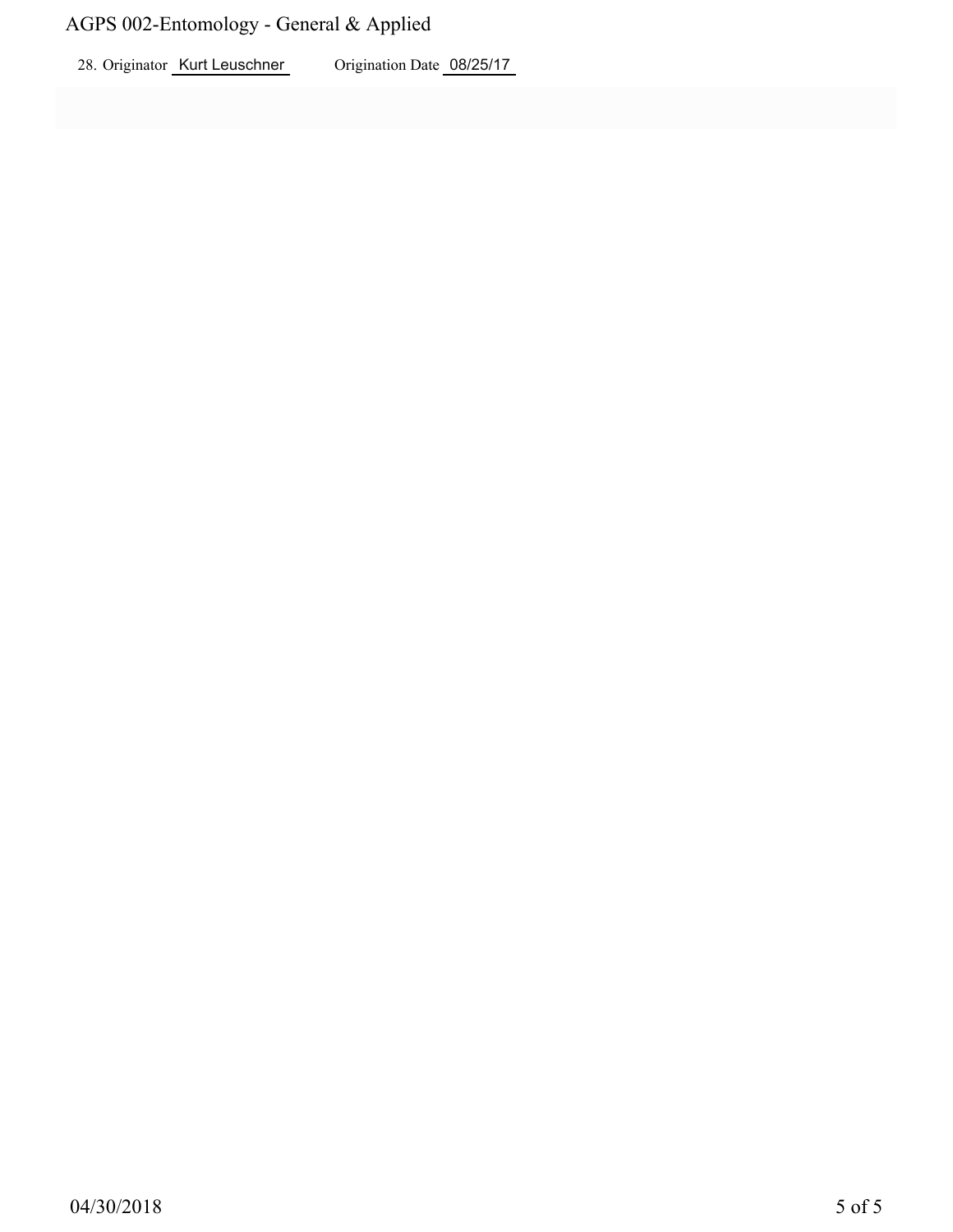28. Originator Kurt Leuschner Origination Date 08/25/17